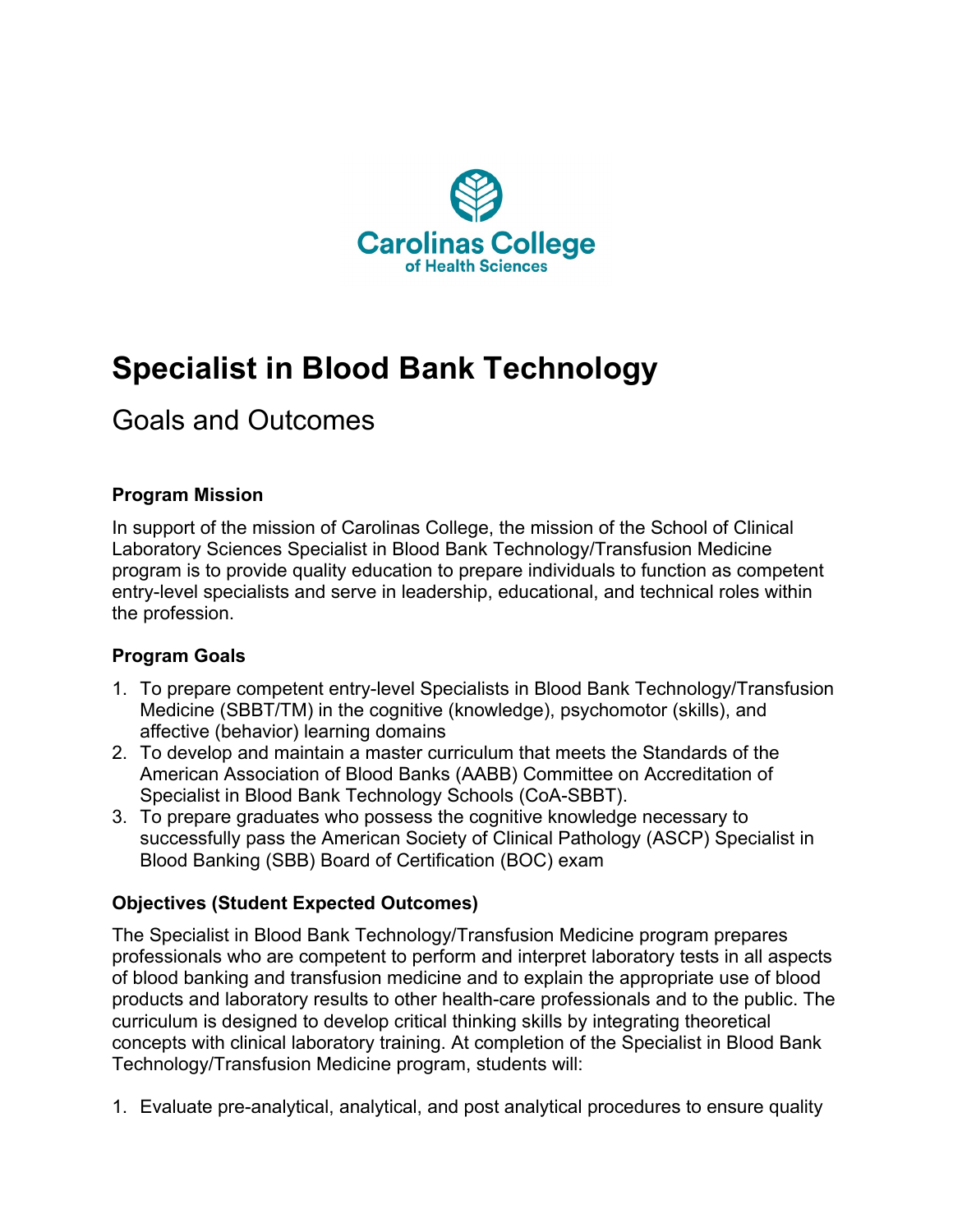Carolinas College
of Health Sciences

# Specialist in Blood Bank Technology

## Goals and Outcomes

### Program Mission

In support of the mission of Carolinas College, the mission of the School of Clinical Laboratory Sciences Specialist in Blood Bank Technology/Transfusion Medicine program is to provide quality education to prepare individuals to function as competent entry-level specialists and serve in leadership, educational, and technical roles within the profession.

### Program Goals

1. To prepare competent entry-level Specialists in Blood Bank Technology/Transfusion Medicine (SBBT/TM) in the cognitive (knowledge), psychomotor (skills), and affective (behavior) learning domains
2. To develop and maintain a master curriculum that meets the Standards of the American Association of Blood Banks (AABB) Committee on Accreditation of Specialist in Blood Bank Technology Schools (CoA-SBBT).
3. To prepare graduates who possess the cognitive knowledge necessary to successfully pass the American Society of Clinical Pathology (ASCP) Specialist in Blood Banking (SBB) Board of Certification (BOC) exam

### Objectives (Student Expected Outcomes)

The Specialist in Blood Bank Technology/Transfusion Medicine program prepares professionals who are competent to perform and interpret laboratory tests in all aspects of blood banking and transfusion medicine and to explain the appropriate use of blood products and laboratory results to other health-care professionals and to the public. The curriculum is designed to develop critical thinking skills by integrating theoretical concepts with clinical laboratory training. At completion of the Specialist in Blood Bank Technology/Transfusion Medicine program, students will:

1. Evaluate pre-analytical, analytical, and post analytical procedures to ensure quality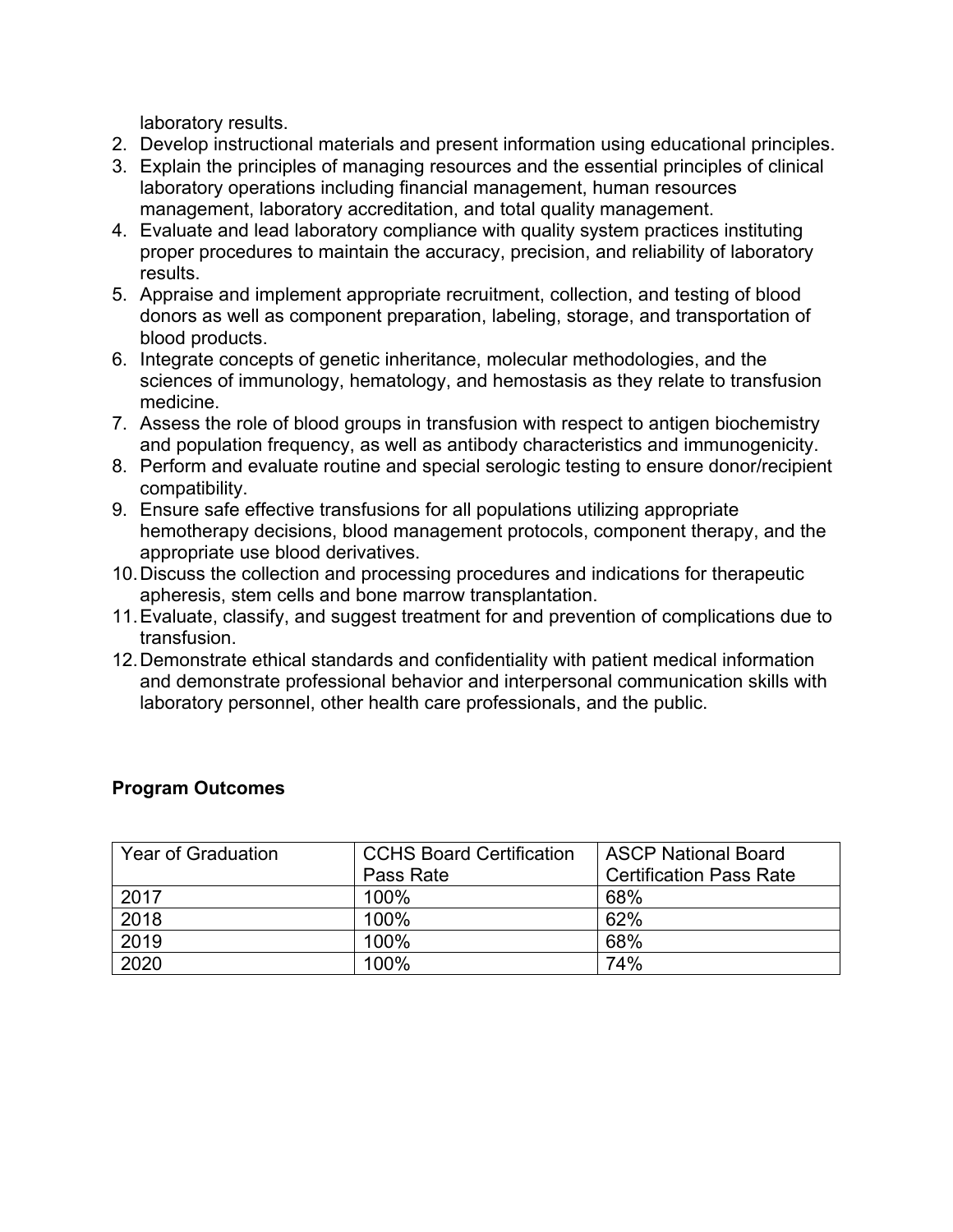laboratory results.

2. Develop instructional materials and present information using educational principles.
3. Explain the principles of managing resources and the essential principles of clinical laboratory operations including financial management, human resources management, laboratory accreditation, and total quality management.
4. Evaluate and lead laboratory compliance with quality system practices instituting proper procedures to maintain the accuracy, precision, and reliability of laboratory results.
5. Appraise and implement appropriate recruitment, collection, and testing of blood donors as well as component preparation, labeling, storage, and transportation of blood products.
6. Integrate concepts of genetic inheritance, molecular methodologies, and the sciences of immunology, hematology, and hemostasis as they relate to transfusion medicine.
7. Assess the role of blood groups in transfusion with respect to antigen biochemistry and population frequency, as well as antibody characteristics and immunogenicity.
8. Perform and evaluate routine and special serologic testing to ensure donor/recipient compatibility.
9. Ensure safe effective transfusions for all populations utilizing appropriate hemotherapy decisions, blood management protocols, component therapy, and the appropriate use blood derivatives.
10. Discuss the collection and processing procedures and indications for therapeutic apheresis, stem cells and bone marrow transplantation.
11. Evaluate, classify, and suggest treatment for and prevention of complications due to transfusion.
12. Demonstrate ethical standards and confidentiality with patient medical information and demonstrate professional behavior and interpersonal communication skills with laboratory personnel, other health care professionals, and the public.

**Program Outcomes**

| Year of Graduation | CCHS Board Certification Pass Rate | ASCP National Board Certification Pass Rate |
|---|---|---|
| 2017 | 100% | 68% |
| 2018 | 100% | 62% |
| 2019 | 100% | 68% |
| 2020 | 100% | 74% |